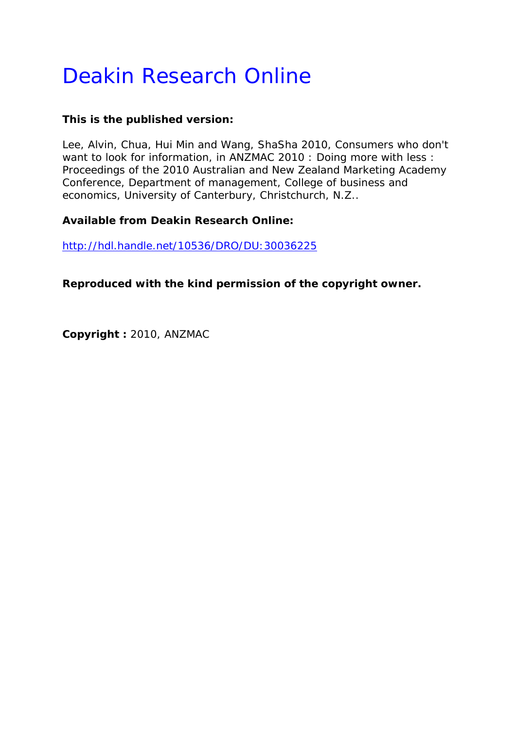# Deakin Research Online

**This is the published version:**

Lee, Alvin, Chua, Hui Min and Wang, ShaSha 2010, Consumers who don't want to look for information, in ANZMAC 2010 : Doing more with less : Proceedings of the 2010 Australian and New Zealand Marketing Academy Conference, Department of management, College of business and economics, University of Canterbury, Christchurch, N.Z..

**Available from Deakin Research Online:**

http://hdl.handle.net/10536/DRO/DU:30036225

**Reproduced with the kind permission of the copyright owner.**

**Copyright :** 2010, ANZMAC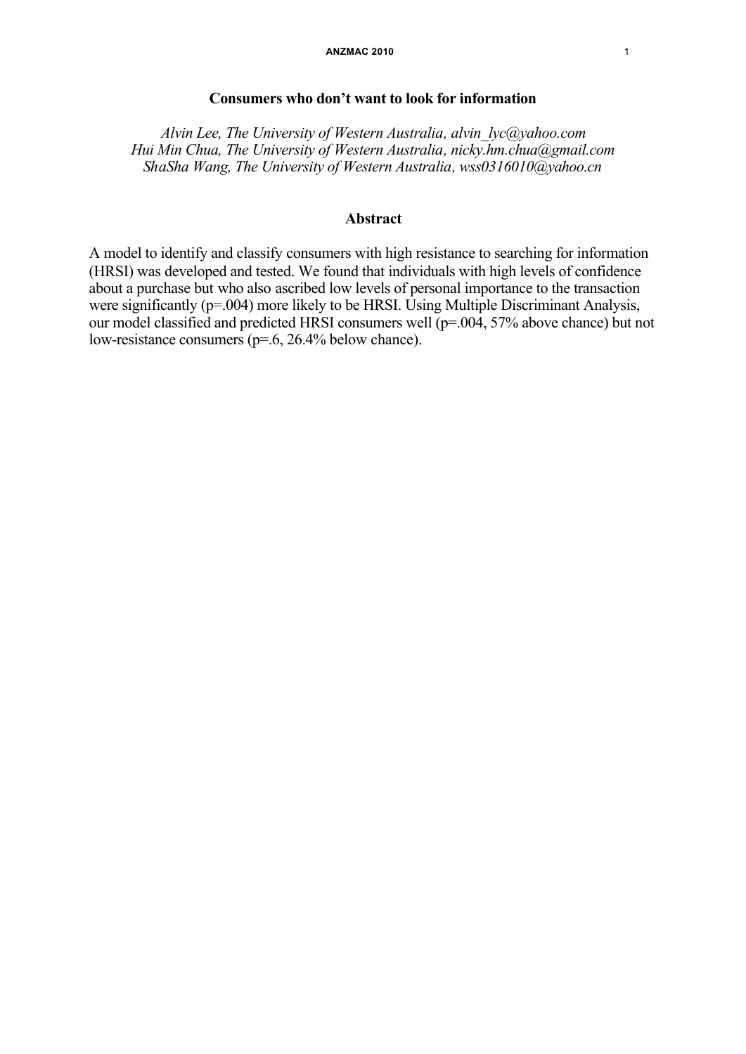# Consumers who don't want to look for information

*Alvin Lee, The University of Western Australia, alvin_lyc@yahoo.com*
*Hui Min Chua, The University of Western Australia, nicky.hm.chua@gmail.com*
*ShaSha Wang, The University of Western Australia, wss0316010@yahoo.cn*

## Abstract

A model to identify and classify consumers with high resistance to searching for information (HRSI) was developed and tested. We found that individuals with high levels of confidence about a purchase but who also ascribed low levels of personal importance to the transaction were significantly ($p=.004$) more likely to be HRSI. Using Multiple Discriminant Analysis, our model classified and predicted HRSI consumers well ($p=.004$, 57% above chance) but not low-resistance consumers ($p=.6$, 26.4% below chance).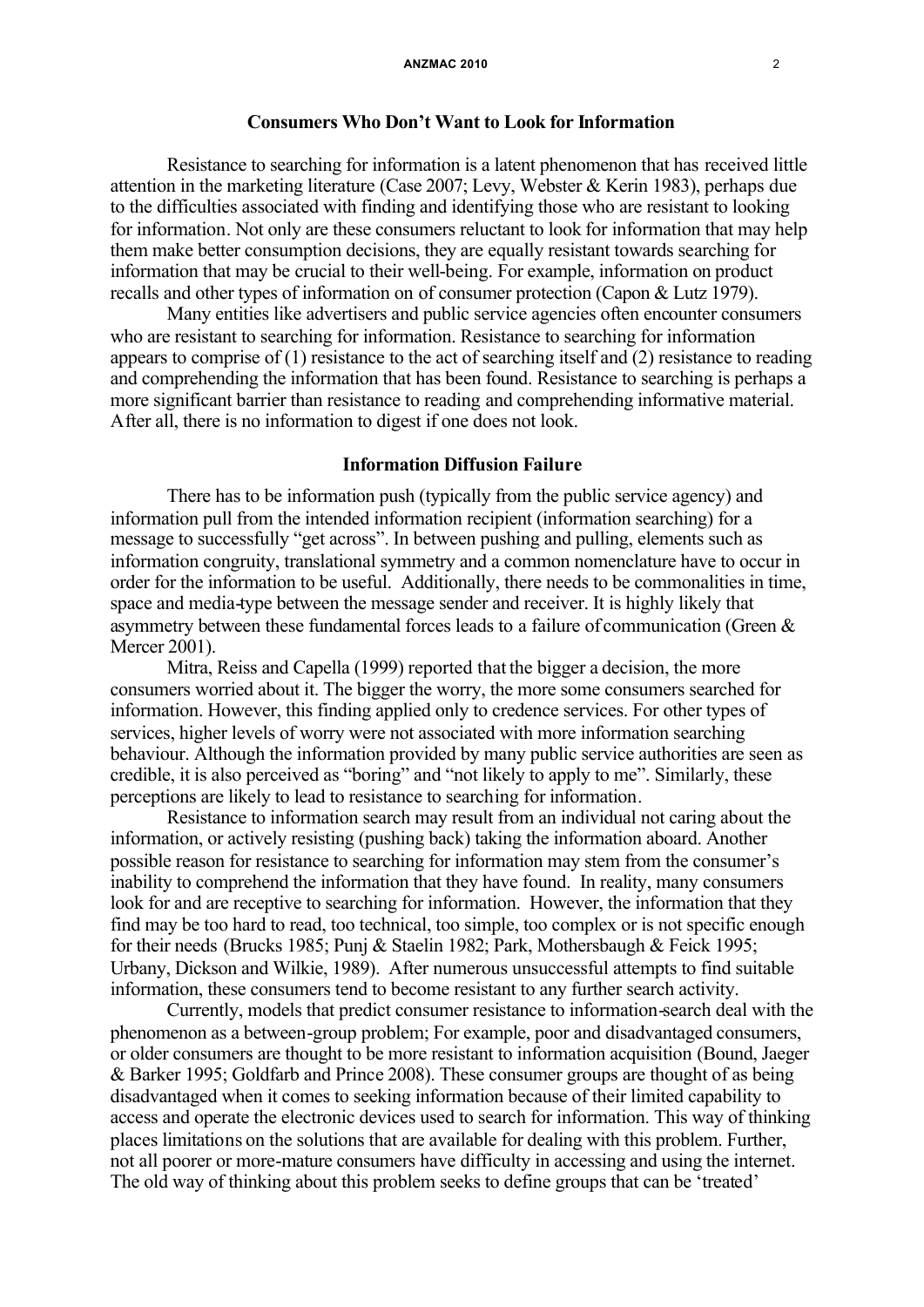## Consumers Who Don't Want to Look for Information

Resistance to searching for information is a latent phenomenon that has received little attention in the marketing literature (Case 2007; Levy, Webster & Kerin 1983), perhaps due to the difficulties associated with finding and identifying those who are resistant to looking for information. Not only are these consumers reluctant to look for information that may help them make better consumption decisions, they are equally resistant towards searching for information that may be crucial to their well-being. For example, information on product recalls and other types of information on of consumer protection (Capon & Lutz 1979).

Many entities like advertisers and public service agencies often encounter consumers who are resistant to searching for information. Resistance to searching for information appears to comprise of (1) resistance to the act of searching itself and (2) resistance to reading and comprehending the information that has been found. Resistance to searching is perhaps a more significant barrier than resistance to reading and comprehending informative material. After all, there is no information to digest if one does not look.

## Information Diffusion Failure

There has to be information push (typically from the public service agency) and information pull from the intended information recipient (information searching) for a message to successfully "get across". In between pushing and pulling, elements such as information congruity, translational symmetry and a common nomenclature have to occur in order for the information to be useful. Additionally, there needs to be commonalities in time, space and media-type between the message sender and receiver. It is highly likely that asymmetry between these fundamental forces leads to a failure of communication (Green & Mercer 2001).

Mitra, Reiss and Capella (1999) reported that the bigger a decision, the more consumers worried about it. The bigger the worry, the more some consumers searched for information. However, this finding applied only to credence services. For other types of services, higher levels of worry were not associated with more information searching behaviour. Although the information provided by many public service authorities are seen as credible, it is also perceived as "boring" and "not likely to apply to me". Similarly, these perceptions are likely to lead to resistance to searching for information.

Resistance to information search may result from an individual not caring about the information, or actively resisting (pushing back) taking the information aboard. Another possible reason for resistance to searching for information may stem from the consumer's inability to comprehend the information that they have found. In reality, many consumers look for and are receptive to searching for information. However, the information that they find may be too hard to read, too technical, too simple, too complex or is not specific enough for their needs (Brucks 1985; Punj & Staelin 1982; Park, Mothersbaugh & Feick 1995; Urbany, Dickson and Wilkie, 1989). After numerous unsuccessful attempts to find suitable information, these consumers tend to become resistant to any further search activity.

Currently, models that predict consumer resistance to information-search deal with the phenomenon as a between-group problem; For example, poor and disadvantaged consumers, or older consumers are thought to be more resistant to information acquisition (Bound, Jaeger & Barker 1995; Goldfarb and Prince 2008). These consumer groups are thought of as being disadvantaged when it comes to seeking information because of their limited capability to access and operate the electronic devices used to search for information. This way of thinking places limitations on the solutions that are available for dealing with this problem. Further, not all poorer or more-mature consumers have difficulty in accessing and using the internet. The old way of thinking about this problem seeks to define groups that can be 'treated'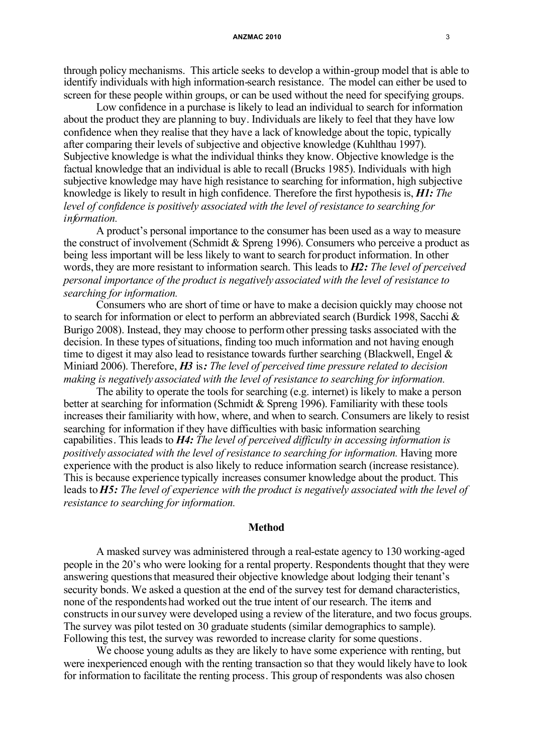through policy mechanisms. This article seeks to develop a within-group model that is able to identify individuals with high information-search resistance. The model can either be used to screen for these people within groups, or can be used without the need for specifying groups.

Low confidence in a purchase is likely to lead an individual to search for information about the product they are planning to buy. Individuals are likely to feel that they have low confidence when they realise that they have a lack of knowledge about the topic, typically after comparing their levels of subjective and objective knowledge (Kuhlthau 1997). Subjective knowledge is what the individual thinks they know. Objective knowledge is the factual knowledge that an individual is able to recall (Brucks 1985). Individuals with high subjective knowledge may have high resistance to searching for information, high subjective knowledge is likely to result in high confidence. Therefore the first hypothesis is, ***H1:*** *The level of confidence is positively associated with the level of resistance to searching for information.*

A product's personal importance to the consumer has been used as a way to measure the construct of involvement (Schmidt & Spreng 1996). Consumers who perceive a product as being less important will be less likely to want to search for product information. In other words, they are more resistant to information search. This leads to ***H2:*** *The level of perceived personal importance of the product is negatively associated with the level of resistance to searching for information.*

Consumers who are short of time or have to make a decision quickly may choose not to search for information or elect to perform an abbreviated search (Burdick 1998, Sacchi & Burigo 2008). Instead, they may choose to perform other pressing tasks associated with the decision. In these types of situations, finding too much information and not having enough time to digest it may also lead to resistance towards further searching (Blackwell, Engel & Miniard 2006). Therefore, ***H3*** is***:*** *The level of perceived time pressure related to decision making is negatively associated with the level of resistance to searching for information.*

The ability to operate the tools for searching (e.g. internet) is likely to make a person better at searching for information (Schmidt & Spreng 1996). Familiarity with these tools increases their familiarity with how, where, and when to search. Consumers are likely to resist searching for information if they have difficulties with basic information searching capabilities. This leads to ***H4:*** *The level of perceived difficulty in accessing information is positively associated with the level of resistance to searching for information.* Having more experience with the product is also likely to reduce information search (increase resistance). This is because experience typically increases consumer knowledge about the product. This leads to ***H5:*** *The level of experience with the product is negatively associated with the level of resistance to searching for information.*

## Method

A masked survey was administered through a real-estate agency to 130 working-aged people in the 20's who were looking for a rental property. Respondents thought that they were answering questions that measured their objective knowledge about lodging their tenant's security bonds. We asked a question at the end of the survey test for demand characteristics, none of the respondents had worked out the true intent of our research. The items and constructs in our survey were developed using a review of the literature, and two focus groups. The survey was pilot tested on 30 graduate students (similar demographics to sample). Following this test, the survey was reworded to increase clarity for some questions.

We choose young adults as they are likely to have some experience with renting, but were inexperienced enough with the renting transaction so that they would likely have to look for information to facilitate the renting process. This group of respondents was also chosen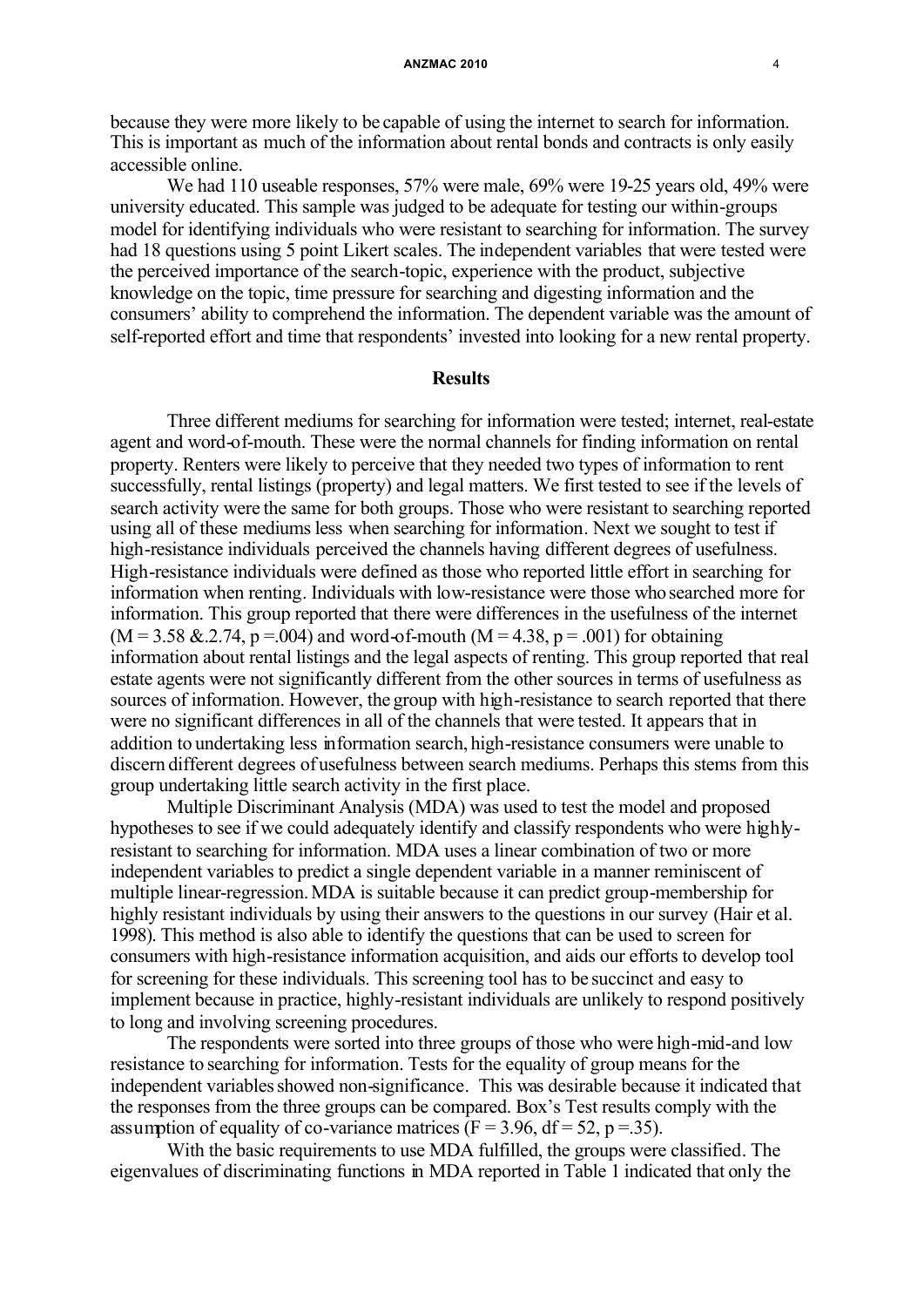because they were more likely to be capable of using the internet to search for information. This is important as much of the information about rental bonds and contracts is only easily accessible online.

We had 110 useable responses, 57% were male, 69% were 19-25 years old, 49% were university educated. This sample was judged to be adequate for testing our within-groups model for identifying individuals who were resistant to searching for information. The survey had 18 questions using 5 point Likert scales. The independent variables that were tested were the perceived importance of the search-topic, experience with the product, subjective knowledge on the topic, time pressure for searching and digesting information and the consumers' ability to comprehend the information. The dependent variable was the amount of self-reported effort and time that respondents' invested into looking for a new rental property.

## Results

Three different mediums for searching for information were tested; internet, real-estate agent and word-of-mouth. These were the normal channels for finding information on rental property. Renters were likely to perceive that they needed two types of information to rent successfully, rental listings (property) and legal matters. We first tested to see if the levels of search activity were the same for both groups. Those who were resistant to searching reported using all of these mediums less when searching for information. Next we sought to test if high-resistance individuals perceived the channels having different degrees of usefulness. High-resistance individuals were defined as those who reported little effort in searching for information when renting. Individuals with low-resistance were those who searched more for information. This group reported that there were differences in the usefulness of the internet ($M = 3.58$ &.2.74, $p = .004$) and word-of-mouth ($M = 4.38$, $p = .001$) for obtaining information about rental listings and the legal aspects of renting. This group reported that real estate agents were not significantly different from the other sources in terms of usefulness as sources of information. However, the group with high-resistance to search reported that there were no significant differences in all of the channels that were tested. It appears that in addition to undertaking less information search, high-resistance consumers were unable to discern different degrees of usefulness between search mediums. Perhaps this stems from this group undertaking little search activity in the first place.

Multiple Discriminant Analysis (MDA) was used to test the model and proposed hypotheses to see if we could adequately identify and classify respondents who were highly-resistant to searching for information. MDA uses a linear combination of two or more independent variables to predict a single dependent variable in a manner reminiscent of multiple linear-regression. MDA is suitable because it can predict group-membership for highly resistant individuals by using their answers to the questions in our survey (Hair et al. 1998). This method is also able to identify the questions that can be used to screen for consumers with high-resistance information acquisition, and aids our efforts to develop tool for screening for these individuals. This screening tool has to be succinct and easy to implement because in practice, highly-resistant individuals are unlikely to respond positively to long and involving screening procedures.

The respondents were sorted into three groups of those who were high-mid-and low resistance to searching for information. Tests for the equality of group means for the independent variables showed non-significance. This was desirable because it indicated that the responses from the three groups can be compared. Box's Test results comply with the assumption of equality of co-variance matrices ($F = 3.96$, $df = 52$, $p = .35$).

With the basic requirements to use MDA fulfilled, the groups were classified. The eigenvalues of discriminating functions in MDA reported in Table 1 indicated that only the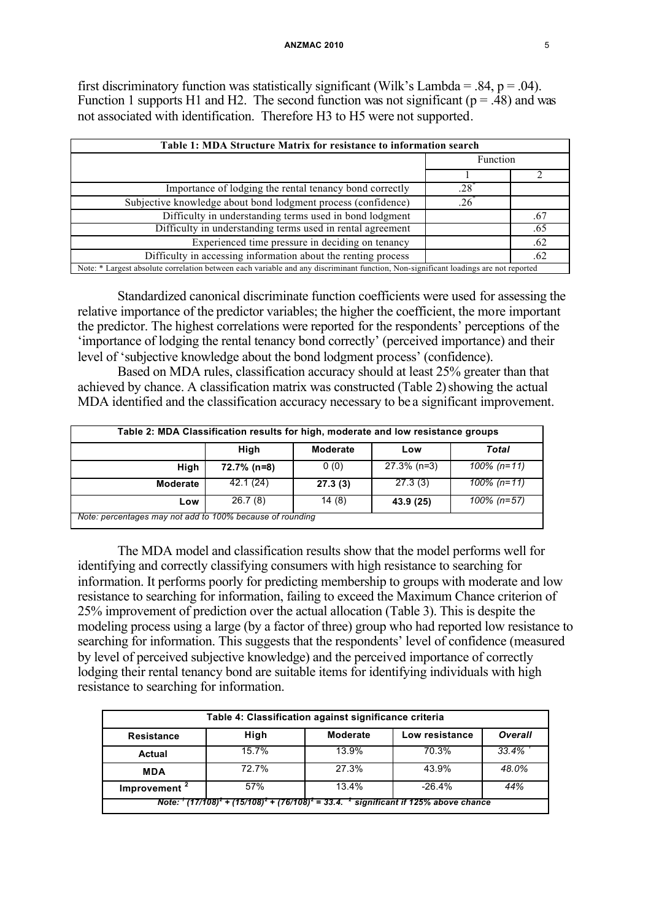first discriminatory function was statistically significant (Wilk's Lambda = .84, p = .04). Function 1 supports H1 and H2. The second function was not significant (p = .48) and was not associated with identification. Therefore H3 to H5 were not supported.

| Table 1: MDA Structure Matrix for resistance to information search | | |
|---|---|---|
| | Function | |
| | 1 | 2 |
| Importance of lodging the rental tenancy bond correctly | .28* | |
| Subjective knowledge about bond lodgment process (confidence) | .26* | |
| Difficulty in understanding terms used in bond lodgment | | .67 |
| Difficulty in understanding terms used in rental agreement | | .65 |
| Experienced time pressure in deciding on tenancy | | .62 |
| Difficulty in accessing information about the renting process | | .62 |

Note: * Largest absolute correlation between each variable and any discriminant function, Non-significant loadings are not reported

Standardized canonical discriminate function coefficients were used for assessing the relative importance of the predictor variables; the higher the coefficient, the more important the predictor. The highest correlations were reported for the respondents' perceptions of the 'importance of lodging the rental tenancy bond correctly' (perceived importance) and their level of 'subjective knowledge about the bond lodgment process' (confidence).

Based on MDA rules, classification accuracy should at least 25% greater than that achieved by chance. A classification matrix was constructed (Table 2) showing the actual MDA identified and the classification accuracy necessary to be a significant improvement.

| Table 2: MDA Classification results for high, moderate and low resistance groups | | | | |
|---|---|---|---|---|
| | **High** | **Moderate** | **Low** | ***Total*** |
| **High** | **72.7% (n=8)** | 0 (0) | 27.3% (n=3) | *100% (n=11)* |
| **Moderate** | 42.1 (24) | **27.3 (3)** | 27.3 (3) | *100% (n=11)* |
| **Low** | 26.7 (8) | 14 (8) | **43.9 (25)** | *100% (n=57)* |

*Note: percentages may not add to 100% because of rounding*

The MDA model and classification results show that the model performs well for identifying and correctly classifying consumers with high resistance to searching for information. It performs poorly for predicting membership to groups with moderate and low resistance to searching for information, failing to exceed the Maximum Chance criterion of 25% improvement of prediction over the actual allocation (Table 3). This is despite the modeling process using a large (by a factor of three) group who had reported low resistance to searching for information. This suggests that the respondents' level of confidence (measured by level of perceived subjective knowledge) and the perceived importance of correctly lodging their rental tenancy bond are suitable items for identifying individuals with high resistance to searching for information.

| Table 4: Classification against significance criteria | | | | |
|---|---|---|---|---|
| **Resistance** | **High** | **Moderate** | **Low resistance** | ***Overall*** |
| **Actual** | 15.7% | 13.9% | 70.3% | *33.4%* [1] |
| **MDA** | 72.7% | 27.3% | 43.9% | *48.0%* |
| **Improvement** [2] | 57% | 13.4% | -26.4% | *44%* |

*Note: [1] $(17/108)^2 + (15/108)^2 + (76/108)^2 = 33.4$. [2] significant if 125% above chance*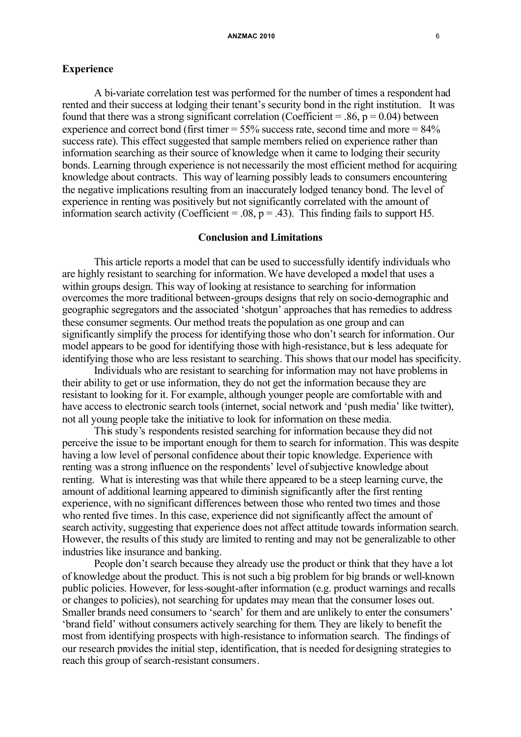## Experience

A bi-variate correlation test was performed for the number of times a respondent had rented and their success at lodging their tenant's security bond in the right institution. It was found that there was a strong significant correlation (Coefficient = .86, $p = 0.04$) between experience and correct bond (first timer = 55% success rate, second time and more = 84% success rate). This effect suggested that sample members relied on experience rather than information searching as their source of knowledge when it came to lodging their security bonds. Learning through experience is not necessarily the most efficient method for acquiring knowledge about contracts. This way of learning possibly leads to consumers encountering the negative implications resulting from an inaccurately lodged tenancy bond. The level of experience in renting was positively but not significantly correlated with the amount of information search activity (Coefficient = .08, $p = .43$). This finding fails to support H5.

## Conclusion and Limitations

This article reports a model that can be used to successfully identify individuals who are highly resistant to searching for information. We have developed a model that uses a within groups design. This way of looking at resistance to searching for information overcomes the more traditional between-groups designs that rely on socio-demographic and geographic segregators and the associated 'shotgun' approaches that has remedies to address these consumer segments. Our method treats the population as one group and can significantly simplify the process for identifying those who don't search for information. Our model appears to be good for identifying those with high-resistance, but is less adequate for identifying those who are less resistant to searching. This shows that our model has specificity.

Individuals who are resistant to searching for information may not have problems in their ability to get or use information, they do not get the information because they are resistant to looking for it. For example, although younger people are comfortable with and have access to electronic search tools (internet, social network and 'push media' like twitter), not all young people take the initiative to look for information on these media.

This study's respondents resisted searching for information because they did not perceive the issue to be important enough for them to search for information. This was despite having a low level of personal confidence about their topic knowledge. Experience with renting was a strong influence on the respondents' level of subjective knowledge about renting. What is interesting was that while there appeared to be a steep learning curve, the amount of additional learning appeared to diminish significantly after the first renting experience, with no significant differences between those who rented two times and those who rented five times. In this case, experience did not significantly affect the amount of search activity, suggesting that experience does not affect attitude towards information search. However, the results of this study are limited to renting and may not be generalizable to other industries like insurance and banking.

People don't search because they already use the product or think that they have a lot of knowledge about the product. This is not such a big problem for big brands or well-known public policies. However, for less-sought-after information (e.g. product warnings and recalls or changes to policies), not searching for updates may mean that the consumer loses out. Smaller brands need consumers to 'search' for them and are unlikely to enter the consumers' 'brand field' without consumers actively searching for them. They are likely to benefit the most from identifying prospects with high-resistance to information search. The findings of our research provides the initial step, identification, that is needed for designing strategies to reach this group of search-resistant consumers.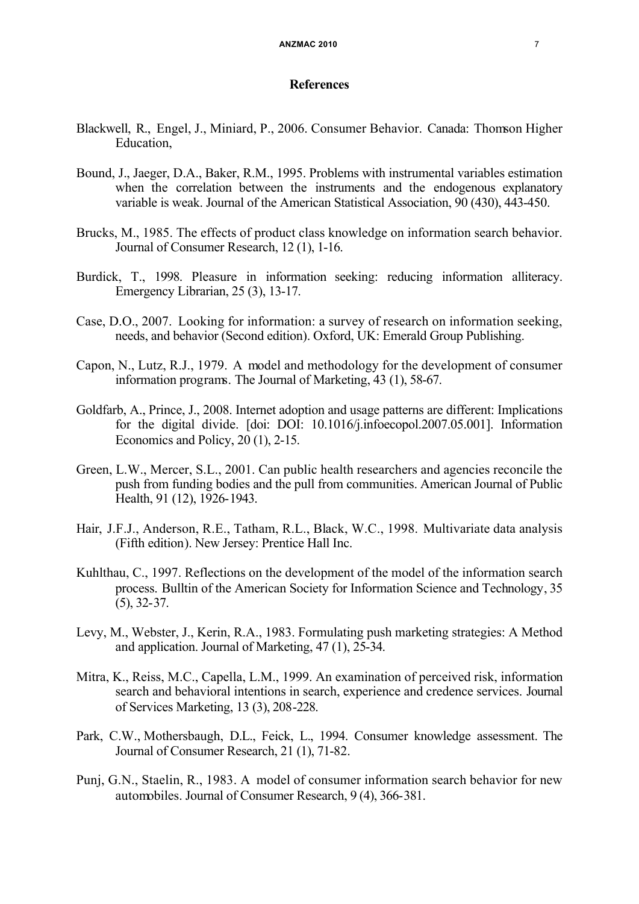## References

Blackwell, R., Engel, J., Miniard, P., 2006. Consumer Behavior. Canada: Thomson Higher Education,

Bound, J., Jaeger, D.A., Baker, R.M., 1995. Problems with instrumental variables estimation when the correlation between the instruments and the endogenous explanatory variable is weak. Journal of the American Statistical Association, 90 (430), 443-450.

Brucks, M., 1985. The effects of product class knowledge on information search behavior. Journal of Consumer Research, 12 (1), 1-16.

Burdick, T., 1998. Pleasure in information seeking: reducing information alliteracy. Emergency Librarian, 25 (3), 13-17.

Case, D.O., 2007. Looking for information: a survey of research on information seeking, needs, and behavior (Second edition). Oxford, UK: Emerald Group Publishing.

Capon, N., Lutz, R.J., 1979. A model and methodology for the development of consumer information programs. The Journal of Marketing, 43 (1), 58-67.

Goldfarb, A., Prince, J., 2008. Internet adoption and usage patterns are different: Implications for the digital divide. [doi: DOI: 10.1016/j.infoecopol.2007.05.001]. Information Economics and Policy, 20 (1), 2-15.

Green, L.W., Mercer, S.L., 2001. Can public health researchers and agencies reconcile the push from funding bodies and the pull from communities. American Journal of Public Health, 91 (12), 1926-1943.

Hair, J.F.J., Anderson, R.E., Tatham, R.L., Black, W.C., 1998. Multivariate data analysis (Fifth edition). New Jersey: Prentice Hall Inc.

Kuhlthau, C., 1997. Reflections on the development of the model of the information search process. Bulltin of the American Society for Information Science and Technology, 35 (5), 32-37.

Levy, M., Webster, J., Kerin, R.A., 1983. Formulating push marketing strategies: A Method and application. Journal of Marketing, 47 (1), 25-34.

Mitra, K., Reiss, M.C., Capella, L.M., 1999. An examination of perceived risk, information search and behavioral intentions in search, experience and credence services. Journal of Services Marketing, 13 (3), 208-228.

Park, C.W., Mothersbaugh, D.L., Feick, L., 1994. Consumer knowledge assessment. The Journal of Consumer Research, 21 (1), 71-82.

Punj, G.N., Staelin, R., 1983. A model of consumer information search behavior for new automobiles. Journal of Consumer Research, 9 (4), 366-381.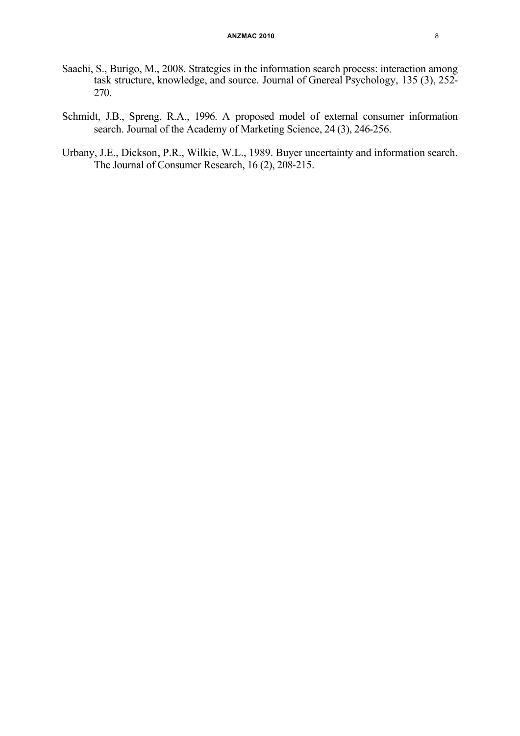Saachi, S., Burigo, M., 2008. Strategies in the information search process: interaction among task structure, knowledge, and source. Journal of Gnereal Psychology, 135 (3), 252-270.

Schmidt, J.B., Spreng, R.A., 1996. A proposed model of external consumer information search. Journal of the Academy of Marketing Science, 24 (3), 246-256.

Urbany, J.E., Dickson, P.R., Wilkie, W.L., 1989. Buyer uncertainty and information search. The Journal of Consumer Research, 16 (2), 208-215.